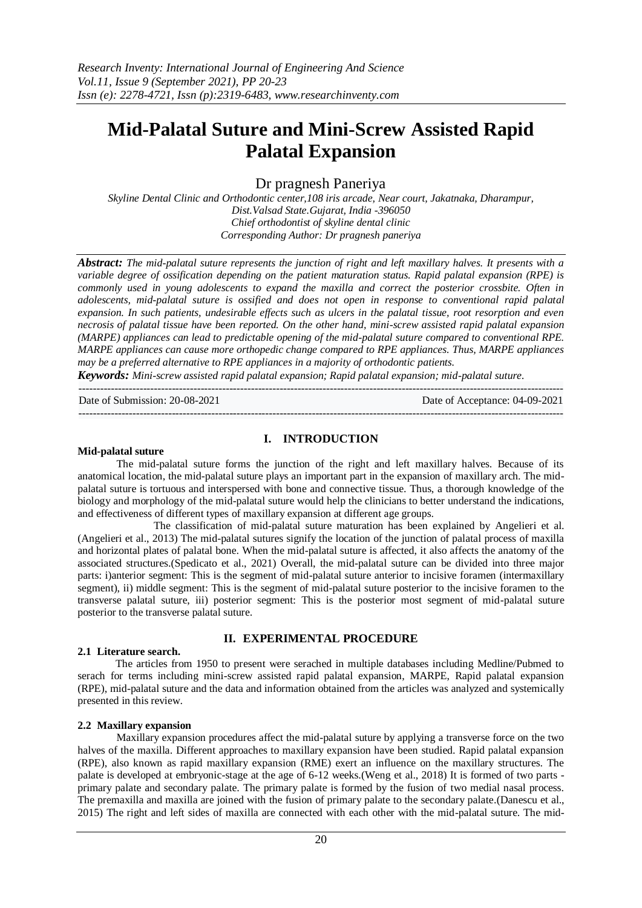# Mid-Palatal Suture and Mini-Screw Assisted Rapid Palatal Expansion

Dr pragnesh Paneriya

*Skyline Dental Clinic and Orthodontic center,108 iris arcade, Near court, Jakatnaka, Dharampur, Dist.Valsad State.Gujarat, India -396050*
*Chief orthodontist of skyline dental clinic*
*Corresponding Author: Dr pragnesh paneriya*

***Abstract:*** *The mid-palatal suture represents the junction of right and left maxillary halves. It presents with a variable degree of ossification depending on the patient maturation status. Rapid palatal expansion (RPE) is commonly used in young adolescents to expand the maxilla and correct the posterior crossbite. Often in adolescents, mid-palatal suture is ossified and does not open in response to conventional rapid palatal expansion. In such patients, undesirable effects such as ulcers in the palatal tissue, root resorption and even necrosis of palatal tissue have been reported. On the other hand, mini-screw assisted rapid palatal expansion (MARPE) appliances can lead to predictable opening of the mid-palatal suture compared to conventional RPE. MARPE appliances can cause more orthopedic change compared to RPE appliances. Thus, MARPE appliances may be a preferred alternative to RPE appliances in a majority of orthodontic patients.*

***Keywords:*** *Mini-screw assisted rapid palatal expansion; Rapid palatal expansion; mid-palatal suture.*

---

Date of Submission: 20-08-2021 Date of Acceptance: 04-09-2021

---

## I. INTRODUCTION

**Mid-palatal suture**

The mid-palatal suture forms the junction of the right and left maxillary halves. Because of its anatomical location, the mid-palatal suture plays an important part in the expansion of maxillary arch. The mid-palatal suture is tortuous and interspersed with bone and connective tissue. Thus, a thorough knowledge of the biology and morphology of the mid-palatal suture would help the clinicians to better understand the indications, and effectiveness of different types of maxillary expansion at different age groups.

The classification of mid-palatal suture maturation has been explained by Angelieri et al. (Angelieri et al., 2013) The mid-palatal sutures signify the location of the junction of palatal process of maxilla and horizontal plates of palatal bone. When the mid-palatal suture is affected, it also affects the anatomy of the associated structures.(Spedicato et al., 2021) Overall, the mid-palatal suture can be divided into three major parts: i)anterior segment: This is the segment of mid-palatal suture anterior to incisive foramen (intermaxillary segment), ii) middle segment: This is the segment of mid-palatal suture posterior to the incisive foramen to the transverse palatal suture, iii) posterior segment: This is the posterior most segment of mid-palatal suture posterior to the transverse palatal suture.

## II. EXPERIMENTAL PROCEDURE

### 2.1 Literature search.

The articles from 1950 to present were serached in multiple databases including Medline/Pubmed to serach for terms including mini-screw assisted rapid palatal expansion, MARPE, Rapid palatal expansion (RPE), mid-palatal suture and the data and information obtained from the articles was analyzed and systemically presented in this review.

### 2.2 Maxillary expansion

Maxillary expansion procedures affect the mid-palatal suture by applying a transverse force on the two halves of the maxilla. Different approaches to maxillary expansion have been studied. Rapid palatal expansion (RPE), also known as rapid maxillary expansion (RME) exert an influence on the maxillary structures. The palate is developed at embryonic-stage at the age of 6-12 weeks.(Weng et al., 2018) It is formed of two parts - primary palate and secondary palate. The primary palate is formed by the fusion of two medial nasal process. The premaxilla and maxilla are joined with the fusion of primary palate to the secondary palate.(Danescu et al., 2015) The right and left sides of maxilla are connected with each other with the mid-palatal suture. The mid-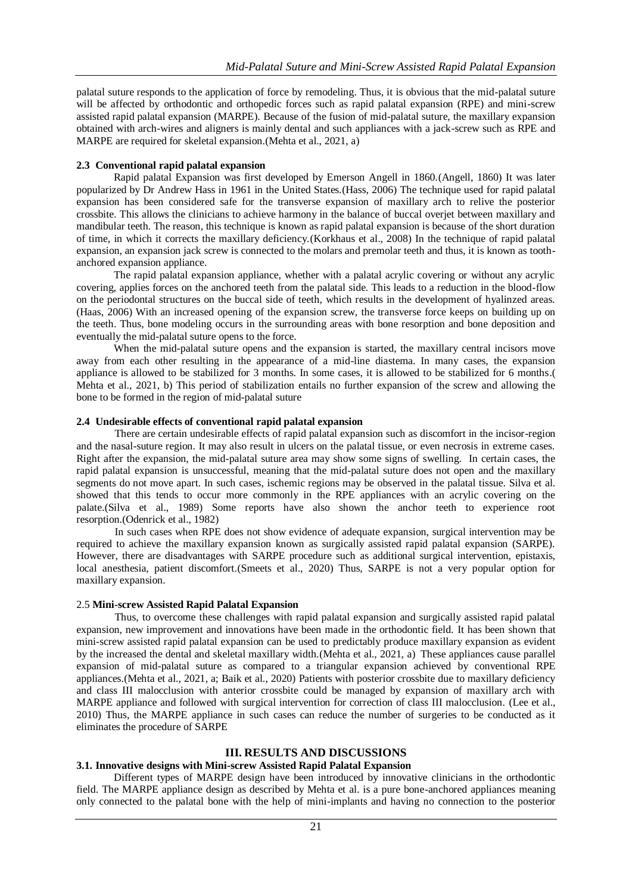palatal suture responds to the application of force by remodeling. Thus, it is obvious that the mid-palatal suture will be affected by orthodontic and orthopedic forces such as rapid palatal expansion (RPE) and mini-screw assisted rapid palatal expansion (MARPE). Because of the fusion of mid-palatal suture, the maxillary expansion obtained with arch-wires and aligners is mainly dental and such appliances with a jack-screw such as RPE and MARPE are required for skeletal expansion.(Mehta et al., 2021, a)

### 2.3 Conventional rapid palatal expansion

Rapid palatal Expansion was first developed by Emerson Angell in 1860.(Angell, 1860) It was later popularized by Dr Andrew Hass in 1961 in the United States.(Hass, 2006) The technique used for rapid palatal expansion has been considered safe for the transverse expansion of maxillary arch to relive the posterior crossbite. This allows the clinicians to achieve harmony in the balance of buccal overjet between maxillary and mandibular teeth. The reason, this technique is known as rapid palatal expansion is because of the short duration of time, in which it corrects the maxillary deficiency.(Korkhaus et al., 2008) In the technique of rapid palatal expansion, an expansion jack screw is connected to the molars and premolar teeth and thus, it is known as tooth-anchored expansion appliance.

The rapid palatal expansion appliance, whether with a palatal acrylic covering or without any acrylic covering, applies forces on the anchored teeth from the palatal side. This leads to a reduction in the blood-flow on the periodontal structures on the buccal side of teeth, which results in the development of hyalinzed areas. (Haas, 2006) With an increased opening of the expansion screw, the transverse force keeps on building up on the teeth. Thus, bone modeling occurs in the surrounding areas with bone resorption and bone deposition and eventually the mid-palatal suture opens to the force.

When the mid-palatal suture opens and the expansion is started, the maxillary central incisors move away from each other resulting in the appearance of a mid-line diastema. In many cases, the expansion appliance is allowed to be stabilized for 3 months. In some cases, it is allowed to be stabilized for 6 months.( Mehta et al., 2021, b) This period of stabilization entails no further expansion of the screw and allowing the bone to be formed in the region of mid-palatal suture

### 2.4 Undesirable effects of conventional rapid palatal expansion

There are certain undesirable effects of rapid palatal expansion such as discomfort in the incisor-region and the nasal-suture region. It may also result in ulcers on the palatal tissue, or even necrosis in extreme cases. Right after the expansion, the mid-palatal suture area may show some signs of swelling. In certain cases, the rapid palatal expansion is unsuccessful, meaning that the mid-palatal suture does not open and the maxillary segments do not move apart. In such cases, ischemic regions may be observed in the palatal tissue. Silva et al. showed that this tends to occur more commonly in the RPE appliances with an acrylic covering on the palate.(Silva et al., 1989) Some reports have also shown the anchor teeth to experience root resorption.(Odenrick et al., 1982)

In such cases when RPE does not show evidence of adequate expansion, surgical intervention may be required to achieve the maxillary expansion known as surgically assisted rapid palatal expansion (SARPE). However, there are disadvantages with SARPE procedure such as additional surgical intervention, epistaxis, local anesthesia, patient discomfort.(Smeets et al., 2020) Thus, SARPE is not a very popular option for maxillary expansion.

### 2.5 Mini-screw Assisted Rapid Palatal Expansion

Thus, to overcome these challenges with rapid palatal expansion and surgically assisted rapid palatal expansion, new improvement and innovations have been made in the orthodontic field. It has been shown that mini-screw assisted rapid palatal expansion can be used to predictably produce maxillary expansion as evident by the increased the dental and skeletal maxillary width.(Mehta et al., 2021, a) These appliances cause parallel expansion of mid-palatal suture as compared to a triangular expansion achieved by conventional RPE appliances.(Mehta et al., 2021, a; Baik et al., 2020) Patients with posterior crossbite due to maxillary deficiency and class III malocclusion with anterior crossbite could be managed by expansion of maxillary arch with MARPE appliance and followed with surgical intervention for correction of class III malocclusion. (Lee et al., 2010) Thus, the MARPE appliance in such cases can reduce the number of surgeries to be conducted as it eliminates the procedure of SARPE

## III. RESULTS AND DISCUSSIONS

### 3.1. Innovative designs with Mini-screw Assisted Rapid Palatal Expansion

Different types of MARPE design have been introduced by innovative clinicians in the orthodontic field. The MARPE appliance design as described by Mehta et al. is a pure bone-anchored appliances meaning only connected to the palatal bone with the help of mini-implants and having no connection to the posterior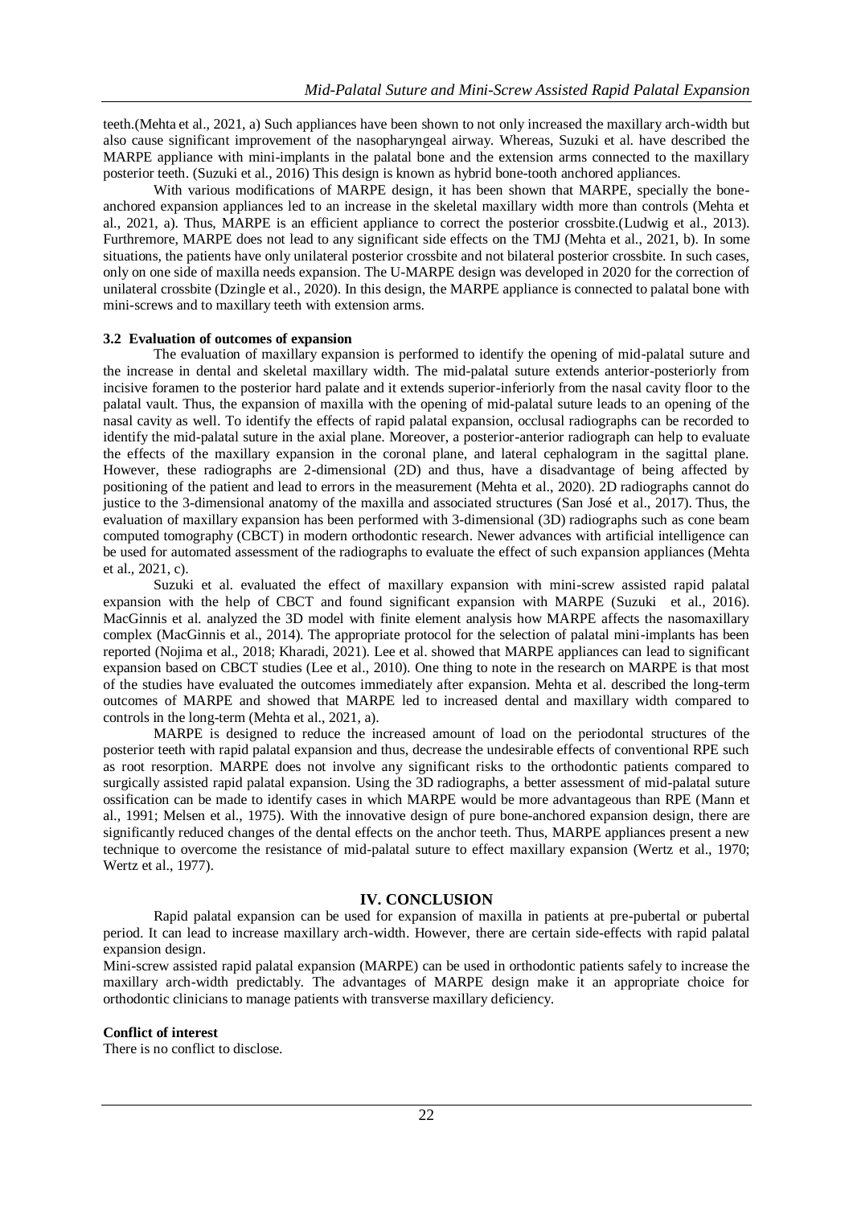teeth.(Mehta et al., 2021, a) Such appliances have been shown to not only increased the maxillary arch-width but also cause significant improvement of the nasopharyngeal airway. Whereas, Suzuki et al. have described the MARPE appliance with mini-implants in the palatal bone and the extension arms connected to the maxillary posterior teeth. (Suzuki et al., 2016) This design is known as hybrid bone-tooth anchored appliances.

With various modifications of MARPE design, it has been shown that MARPE, specially the bone-anchored expansion appliances led to an increase in the skeletal maxillary width more than controls (Mehta et al., 2021, a). Thus, MARPE is an efficient appliance to correct the posterior crossbite.(Ludwig et al., 2013). Furthermore, MARPE does not lead to any significant side effects on the TMJ (Mehta et al., 2021, b). In some situations, the patients have only unilateral posterior crossbite and not bilateral posterior crossbite. In such cases, only on one side of maxilla needs expansion. The U-MARPE design was developed in 2020 for the correction of unilateral crossbite (Dzingle et al., 2020). In this design, the MARPE appliance is connected to palatal bone with mini-screws and to maxillary teeth with extension arms.

### 3.2 Evaluation of outcomes of expansion

The evaluation of maxillary expansion is performed to identify the opening of mid-palatal suture and the increase in dental and skeletal maxillary width. The mid-palatal suture extends anterior-posteriorly from incisive foramen to the posterior hard palate and it extends superior-inferiorly from the nasal cavity floor to the palatal vault. Thus, the expansion of maxilla with the opening of mid-palatal suture leads to an opening of the nasal cavity as well. To identify the effects of rapid palatal expansion, occlusal radiographs can be recorded to identify the mid-palatal suture in the axial plane. Moreover, a posterior-anterior radiograph can help to evaluate the effects of the maxillary expansion in the coronal plane, and lateral cephalogram in the sagittal plane. However, these radiographs are 2-dimensional (2D) and thus, have a disadvantage of being affected by positioning of the patient and lead to errors in the measurement (Mehta et al., 2020). 2D radiographs cannot do justice to the 3-dimensional anatomy of the maxilla and associated structures (San José et al., 2017). Thus, the evaluation of maxillary expansion has been performed with 3-dimensional (3D) radiographs such as cone beam computed tomography (CBCT) in modern orthodontic research. Newer advances with artificial intelligence can be used for automated assessment of the radiographs to evaluate the effect of such expansion appliances (Mehta et al., 2021, c).

Suzuki et al. evaluated the effect of maxillary expansion with mini-screw assisted rapid palatal expansion with the help of CBCT and found significant expansion with MARPE (Suzuki et al., 2016). MacGinnis et al. analyzed the 3D model with finite element analysis how MARPE affects the nasomaxillary complex (MacGinnis et al., 2014). The appropriate protocol for the selection of palatal mini-implants has been reported (Nojima et al., 2018; Kharadi, 2021). Lee et al. showed that MARPE appliances can lead to significant expansion based on CBCT studies (Lee et al., 2010). One thing to note in the research on MARPE is that most of the studies have evaluated the outcomes immediately after expansion. Mehta et al. described the long-term outcomes of MARPE and showed that MARPE led to increased dental and maxillary width compared to controls in the long-term (Mehta et al., 2021, a).

MARPE is designed to reduce the increased amount of load on the periodontal structures of the posterior teeth with rapid palatal expansion and thus, decrease the undesirable effects of conventional RPE such as root resorption. MARPE does not involve any significant risks to the orthodontic patients compared to surgically assisted rapid palatal expansion. Using the 3D radiographs, a better assessment of mid-palatal suture ossification can be made to identify cases in which MARPE would be more advantageous than RPE (Mann et al., 1991; Melsen et al., 1975). With the innovative design of pure bone-anchored expansion design, there are significantly reduced changes of the dental effects on the anchor teeth. Thus, MARPE appliances present a new technique to overcome the resistance of mid-palatal suture to effect maxillary expansion (Wertz et al., 1970; Wertz et al., 1977).

## IV. CONCLUSION

Rapid palatal expansion can be used for expansion of maxilla in patients at pre-pubertal or pubertal period. It can lead to increase maxillary arch-width. However, there are certain side-effects with rapid palatal expansion design.

Mini-screw assisted rapid palatal expansion (MARPE) can be used in orthodontic patients safely to increase the maxillary arch-width predictably. The advantages of MARPE design make it an appropriate choice for orthodontic clinicians to manage patients with transverse maxillary deficiency.

**Conflict of interest**

There is no conflict to disclose.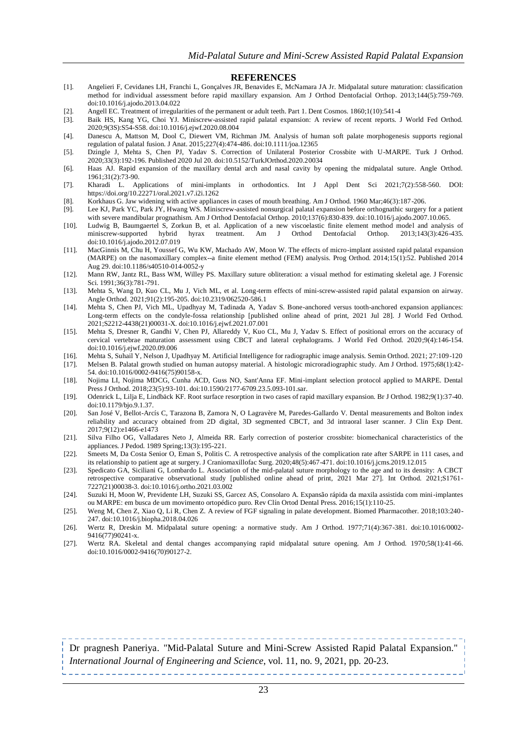## REFERENCES

[1]. Angelieri F, Cevidanes LH, Franchi L, Gonçalves JR, Benavides E, McNamara JA Jr. Midpalatal suture maturation: classification method for individual assessment before rapid maxillary expansion. Am J Orthod Dentofacial Orthop. 2013;144(5):759-769. doi:10.1016/j.ajodo.2013.04.022

[2]. Angell EC. Treatment of irregularities of the permanent or adult teeth. Part 1. Dent Cosmos. 1860;1(10):541-4

[3]. Baik HS, Kang YG, Choi YJ. Miniscrew-assisted rapid palatal expansion: A review of recent reports. J World Fed Orthod. 2020;9(3S):S54-S58. doi:10.1016/j.ejwf.2020.08.004

[4]. Danescu A, Mattson M, Dool C, Diewert VM, Richman JM. Analysis of human soft palate morphogenesis supports regional regulation of palatal fusion. J Anat. 2015;227(4):474-486. doi:10.1111/joa.12365

[5]. Dzingle J, Mehta S, Chen PJ, Yadav S. Correction of Unilateral Posterior Crossbite with U-MARPE. Turk J Orthod. 2020;33(3):192-196. Published 2020 Jul 20. doi:10.5152/TurkJOrthod.2020.20034

[6]. Haas AJ. Rapid expansion of the maxillary dental arch and nasal cavity by opening the midpalatal suture. Angle Orthod. 1961;31(2):73-90.

[7]. Kharadi L. Applications of mini-implants in orthodontics. Int J Appl Dent Sci 2021;7(2):558-560. DOI: https://doi.org/10.22271/oral.2021.v7.i2i.1262

[8]. Korkhaus G. Jaw widening with active appliances in cases of mouth breathing. Am J Orthod. 1960 Mar;46(3):187-206.

[9]. Lee KJ, Park YC, Park JY, Hwang WS. Miniscrew-assisted nonsurgical palatal expansion before orthognathic surgery for a patient with severe mandibular prognathism. Am J Orthod Dentofacial Orthop. 2010;137(6):830-839. doi:10.1016/j.ajodo.2007.10.065.

[10]. Ludwig B, Baumgaertel S, Zorkun B, et al. Application of a new viscoelastic finite element method model and analysis of miniscrew-supported hybrid hyrax treatment. Am J Orthod Dentofacial Orthop. 2013;143(3):426-435. doi:10.1016/j.ajodo.2012.07.019

[11]. MacGinnis M, Chu H, Youssef G, Wu KW, Machado AW, Moon W. The effects of micro-implant assisted rapid palatal expansion (MARPE) on the nasomaxillary complex--a finite element method (FEM) analysis. Prog Orthod. 2014;15(1):52. Published 2014 Aug 29. doi:10.1186/s40510-014-0052-y

[12]. Mann RW, Jantz RL, Bass WM, Willey PS. Maxillary suture obliteration: a visual method for estimating skeletal age. J Forensic Sci. 1991;36(3):781-791.

[13]. Mehta S, Wang D, Kuo CL, Mu J, Vich ML, et al. Long-term effects of mini-screw-assisted rapid palatal expansion on airway. Angle Orthod. 2021;91(2):195-205. doi:10.2319/062520-586.1

[14]. Mehta S, Chen PJ, Vich ML, Upadhyay M, Tadinada A, Yadav S. Bone-anchored versus tooth-anchored expansion appliances: Long-term effects on the condyle-fossa relationship [published online ahead of print, 2021 Jul 28]. J World Fed Orthod. 2021;S2212-4438(21)00031-X. doi:10.1016/j.ejwf.2021.07.001

[15]. Mehta S, Dresner R, Gandhi V, Chen PJ, Allareddy V, Kuo CL, Mu J, Yadav S. Effect of positional errors on the accuracy of cervical vertebrae maturation assessment using CBCT and lateral cephalograms. J World Fed Orthod. 2020;9(4):146-154. doi:10.1016/j.ejwf.2020.09.006

[16]. Mehta S, Suhail Y, Nelson J, Upadhyay M. Artificial Intelligence for radiographic image analysis. Semin Orthod. 2021; 27:109-120

[17]. Melsen B. Palatal growth studied on human autopsy material. A histologic microradiographic study. Am J Orthod. 1975;68(1):42-54. doi:10.1016/0002-9416(75)90158-x.

[18]. Nojima LI, Nojima MDCG, Cunha ACD, Guss NO, Sant'Anna EF. Mini-implant selection protocol applied to MARPE. Dental Press J Orthod. 2018;23(5):93-101. doi:10.1590/2177-6709.23.5.093-101.sar.

[19]. Odenrick L, Lilja E, Lindbäck KF. Root surface resorption in two cases of rapid maxillary expansion. Br J Orthod. 1982;9(1):37-40. doi:10.1179/bjo.9.1.37.

[20]. San José V, Bellot-Arcís C, Tarazona B, Zamora N, O Lagravère M, Paredes-Gallardo V. Dental measurements and Bolton index reliability and accuracy obtained from 2D digital, 3D segmented CBCT, and 3d intraoral laser scanner. J Clin Exp Dent. 2017;9(12):e1466-e1473

[21]. Silva Filho OG, Valladares Neto J, Almeida RR. Early correction of posterior crossbite: biomechanical characteristics of the appliances. J Pedod. 1989 Spring;13(3):195-221.

[22]. Smeets M, Da Costa Senior O, Eman S, Politis C. A retrospective analysis of the complication rate after SARPE in 111 cases, and its relationship to patient age at surgery. J Craniomaxillofac Surg. 2020;48(5):467-471. doi:10.1016/j.jcms.2019.12.015

[23]. Spedicato GA, Siciliani G, Lombardo L. Association of the mid-palatal suture morphology to the age and to its density: A CBCT retrospective comparative observational study [published online ahead of print, 2021 Mar 27]. Int Orthod. 2021;S1761-7227(21)00038-3. doi:10.1016/j.ortho.2021.03.002

[24]. Suzuki H, Moon W, Previdente LH, Suzuki SS, Garcez AS, Consolaro A. Expansão rápida da maxila assistida com mini-implantes ou MARPE: em busca de um movimento ortopédico puro. Rev Clín Ortod Dental Press. 2016;15(1):110-25.

[25]. Weng M, Chen Z, Xiao Q, Li R, Chen Z. A review of FGF signaling in palate development. Biomed Pharmacother. 2018;103:240-247. doi:10.1016/j.biopha.2018.04.026

[26]. Wertz R, Dreskin M. Midpalatal suture opening: a normative study. Am J Orthod. 1977;71(4):367-381. doi:10.1016/0002-9416(77)90241-x.

[27]. Wertz RA. Skeletal and dental changes accompanying rapid midpalatal suture opening. Am J Orthod. 1970;58(1):41-66. doi:10.1016/0002-9416(70)90127-2.

Dr pragnesh Paneriya. "Mid-Palatal Suture and Mini-Screw Assisted Rapid Palatal Expansion." *International Journal of Engineering and Science*, vol. 11, no. 9, 2021, pp. 20-23.